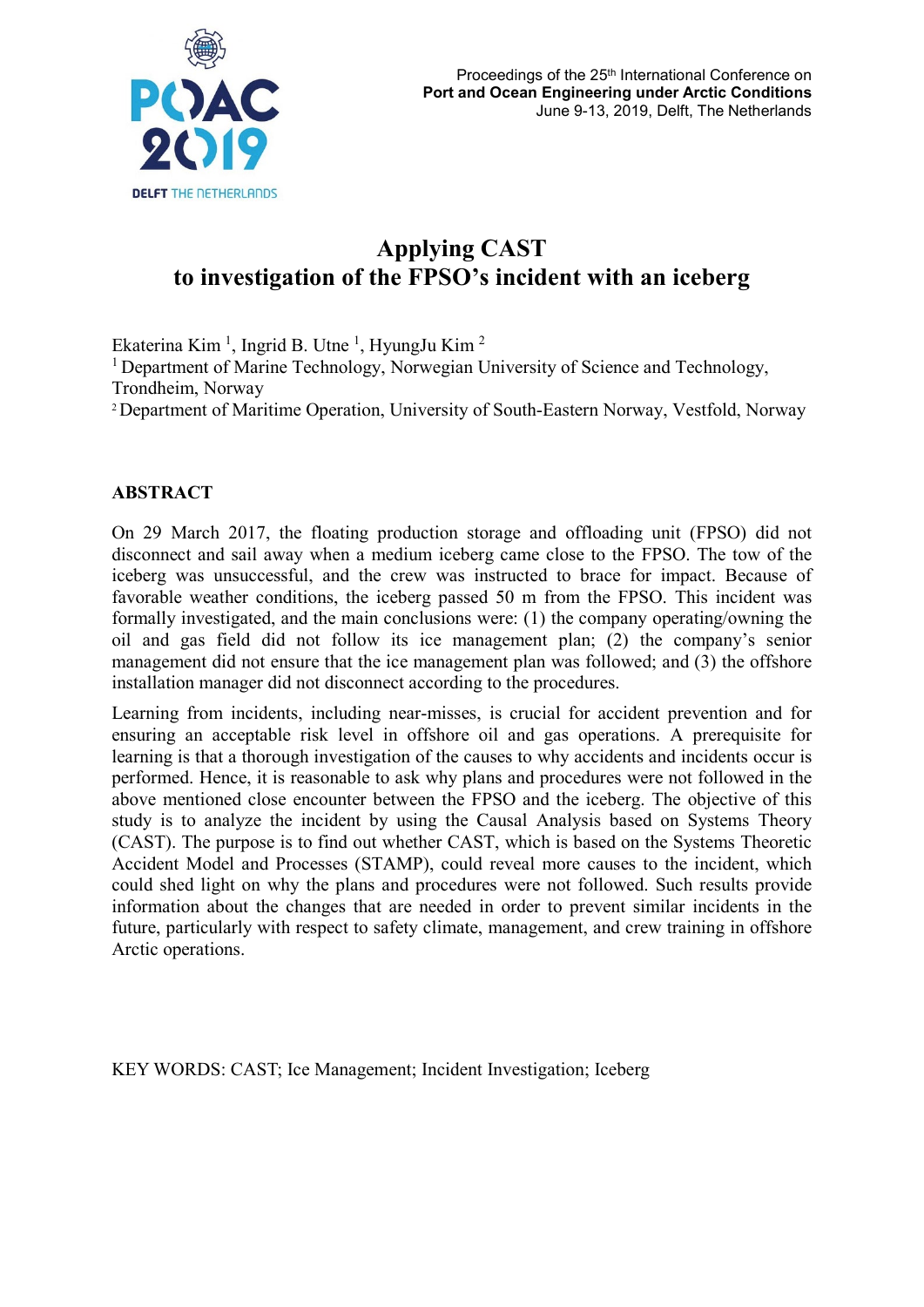Proceedings of the 25th International Conference on
**Port and Ocean Engineering under Arctic Conditions**
June 9-13, 2019, Delft, The Netherlands

# Applying CAST to investigation of the FPSO's incident with an iceberg

Ekaterina Kim [1], Ingrid B. Utne [1], HyungJu Kim [2]

[1] Department of Marine Technology, Norwegian University of Science and Technology, Trondheim, Norway

[2] Department of Maritime Operation, University of South-Eastern Norway, Vestfold, Norway

## ABSTRACT

On 29 March 2017, the floating production storage and offloading unit (FPSO) did not disconnect and sail away when a medium iceberg came close to the FPSO. The tow of the iceberg was unsuccessful, and the crew was instructed to brace for impact. Because of favorable weather conditions, the iceberg passed 50 m from the FPSO. This incident was formally investigated, and the main conclusions were: (1) the company operating/owning the oil and gas field did not follow its ice management plan; (2) the company's senior management did not ensure that the ice management plan was followed; and (3) the offshore installation manager did not disconnect according to the procedures.

Learning from incidents, including near-misses, is crucial for accident prevention and for ensuring an acceptable risk level in offshore oil and gas operations. A prerequisite for learning is that a thorough investigation of the causes to why accidents and incidents occur is performed. Hence, it is reasonable to ask why plans and procedures were not followed in the above mentioned close encounter between the FPSO and the iceberg. The objective of this study is to analyze the incident by using the Causal Analysis based on Systems Theory (CAST). The purpose is to find out whether CAST, which is based on the Systems Theoretic Accident Model and Processes (STAMP), could reveal more causes to the incident, which could shed light on why the plans and procedures were not followed. Such results provide information about the changes that are needed in order to prevent similar incidents in the future, particularly with respect to safety climate, management, and crew training in offshore Arctic operations.

KEY WORDS: CAST; Ice Management; Incident Investigation; Iceberg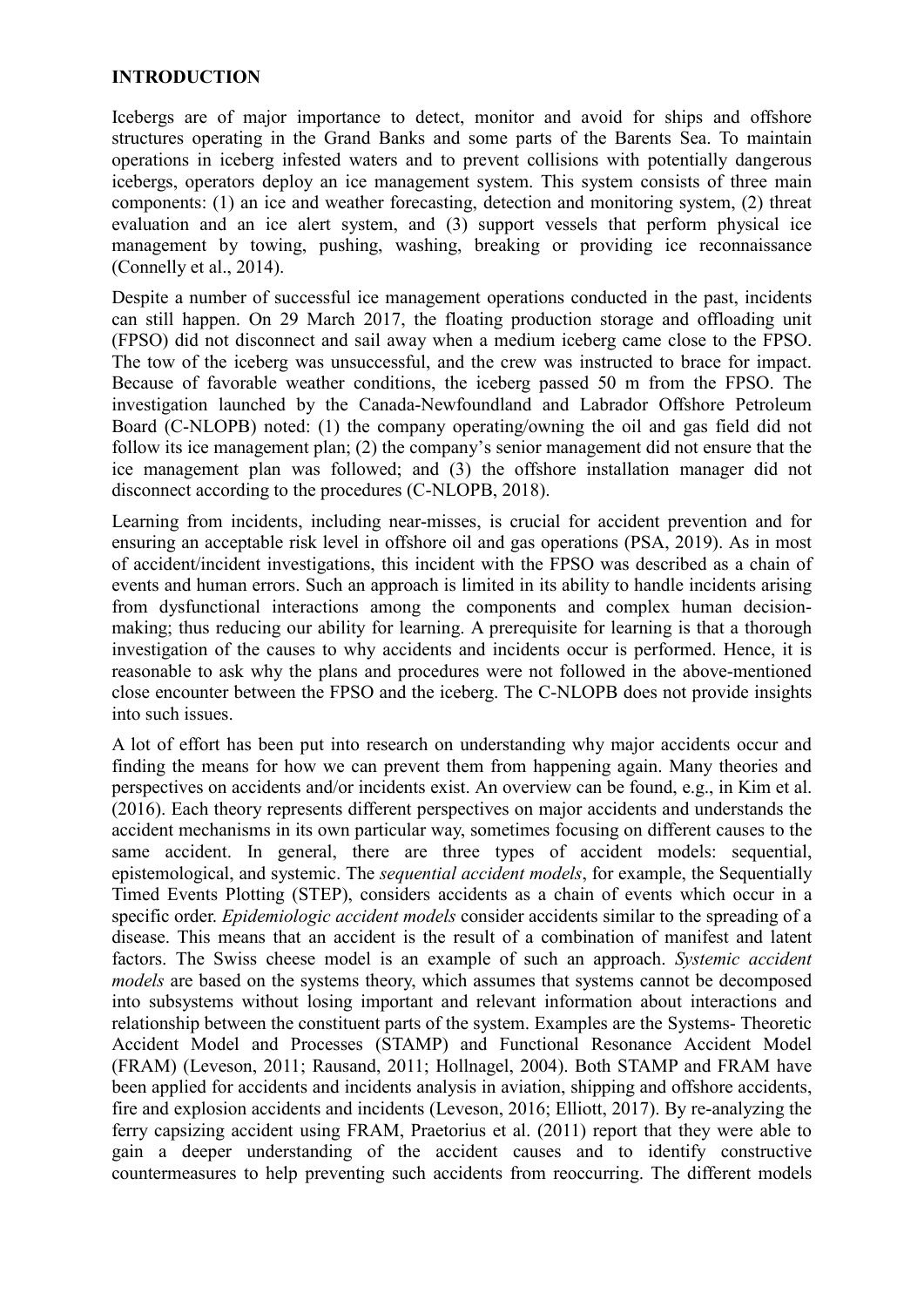## INTRODUCTION

Icebergs are of major importance to detect, monitor and avoid for ships and offshore structures operating in the Grand Banks and some parts of the Barents Sea. To maintain operations in iceberg infested waters and to prevent collisions with potentially dangerous icebergs, operators deploy an ice management system. This system consists of three main components: (1) an ice and weather forecasting, detection and monitoring system, (2) threat evaluation and an ice alert system, and (3) support vessels that perform physical ice management by towing, pushing, washing, breaking or providing ice reconnaissance (Connelly et al., 2014).

Despite a number of successful ice management operations conducted in the past, incidents can still happen. On 29 March 2017, the floating production storage and offloading unit (FPSO) did not disconnect and sail away when a medium iceberg came close to the FPSO. The tow of the iceberg was unsuccessful, and the crew was instructed to brace for impact. Because of favorable weather conditions, the iceberg passed 50 m from the FPSO. The investigation launched by the Canada-Newfoundland and Labrador Offshore Petroleum Board (C-NLOPB) noted: (1) the company operating/owning the oil and gas field did not follow its ice management plan; (2) the company's senior management did not ensure that the ice management plan was followed; and (3) the offshore installation manager did not disconnect according to the procedures (C-NLOPB, 2018).

Learning from incidents, including near-misses, is crucial for accident prevention and for ensuring an acceptable risk level in offshore oil and gas operations (PSA, 2019). As in most of accident/incident investigations, this incident with the FPSO was described as a chain of events and human errors. Such an approach is limited in its ability to handle incidents arising from dysfunctional interactions among the components and complex human decision-making; thus reducing our ability for learning. A prerequisite for learning is that a thorough investigation of the causes to why accidents and incidents occur is performed. Hence, it is reasonable to ask why the plans and procedures were not followed in the above-mentioned close encounter between the FPSO and the iceberg. The C-NLOPB does not provide insights into such issues.

A lot of effort has been put into research on understanding why major accidents occur and finding the means for how we can prevent them from happening again. Many theories and perspectives on accidents and/or incidents exist. An overview can be found, e.g., in Kim et al. (2016). Each theory represents different perspectives on major accidents and understands the accident mechanisms in its own particular way, sometimes focusing on different causes to the same accident. In general, there are three types of accident models: sequential, epistemological, and systemic. The *sequential accident models*, for example, the Sequentially Timed Events Plotting (STEP), considers accidents as a chain of events which occur in a specific order. *Epidemiologic accident models* consider accidents similar to the spreading of a disease. This means that an accident is the result of a combination of manifest and latent factors. The Swiss cheese model is an example of such an approach. *Systemic accident models* are based on the systems theory, which assumes that systems cannot be decomposed into subsystems without losing important and relevant information about interactions and relationship between the constituent parts of the system. Examples are the Systems- Theoretic Accident Model and Processes (STAMP) and Functional Resonance Accident Model (FRAM) (Leveson, 2011; Rausand, 2011; Hollnagel, 2004). Both STAMP and FRAM have been applied for accidents and incidents analysis in aviation, shipping and offshore accidents, fire and explosion accidents and incidents (Leveson, 2016; Elliott, 2017). By re-analyzing the ferry capsizing accident using FRAM, Praetorius et al. (2011) report that they were able to gain a deeper understanding of the accident causes and to identify constructive countermeasures to help preventing such accidents from reoccurring. The different models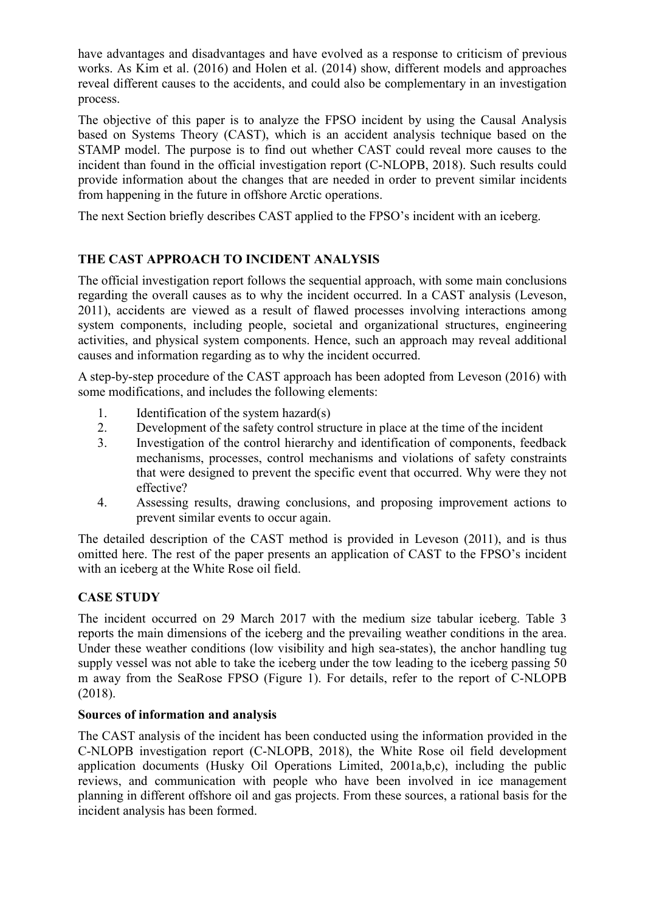have advantages and disadvantages and have evolved as a response to criticism of previous works. As Kim et al. (2016) and Holen et al. (2014) show, different models and approaches reveal different causes to the accidents, and could also be complementary in an investigation process.

The objective of this paper is to analyze the FPSO incident by using the Causal Analysis based on Systems Theory (CAST), which is an accident analysis technique based on the STAMP model. The purpose is to find out whether CAST could reveal more causes to the incident than found in the official investigation report (C-NLOPB, 2018). Such results could provide information about the changes that are needed in order to prevent similar incidents from happening in the future in offshore Arctic operations.

The next Section briefly describes CAST applied to the FPSO's incident with an iceberg.

## THE CAST APPROACH TO INCIDENT ANALYSIS

The official investigation report follows the sequential approach, with some main conclusions regarding the overall causes as to why the incident occurred. In a CAST analysis (Leveson, 2011), accidents are viewed as a result of flawed processes involving interactions among system components, including people, societal and organizational structures, engineering activities, and physical system components. Hence, such an approach may reveal additional causes and information regarding as to why the incident occurred.

A step-by-step procedure of the CAST approach has been adopted from Leveson (2016) with some modifications, and includes the following elements:

1. Identification of the system hazard(s)
2. Development of the safety control structure in place at the time of the incident
3. Investigation of the control hierarchy and identification of components, feedback mechanisms, processes, control mechanisms and violations of safety constraints that were designed to prevent the specific event that occurred. Why were they not effective?
4. Assessing results, drawing conclusions, and proposing improvement actions to prevent similar events to occur again.

The detailed description of the CAST method is provided in Leveson (2011), and is thus omitted here. The rest of the paper presents an application of CAST to the FPSO's incident with an iceberg at the White Rose oil field.

## CASE STUDY

The incident occurred on 29 March 2017 with the medium size tabular iceberg. Table 3 reports the main dimensions of the iceberg and the prevailing weather conditions in the area. Under these weather conditions (low visibility and high sea-states), the anchor handling tug supply vessel was not able to take the iceberg under the tow leading to the iceberg passing 50 m away from the SeaRose FPSO (Figure 1). For details, refer to the report of C-NLOPB (2018).

### Sources of information and analysis

The CAST analysis of the incident has been conducted using the information provided in the C-NLOPB investigation report (C-NLOPB, 2018), the White Rose oil field development application documents (Husky Oil Operations Limited, 2001a,b,c), including the public reviews, and communication with people who have been involved in ice management planning in different offshore oil and gas projects. From these sources, a rational basis for the incident analysis has been formed.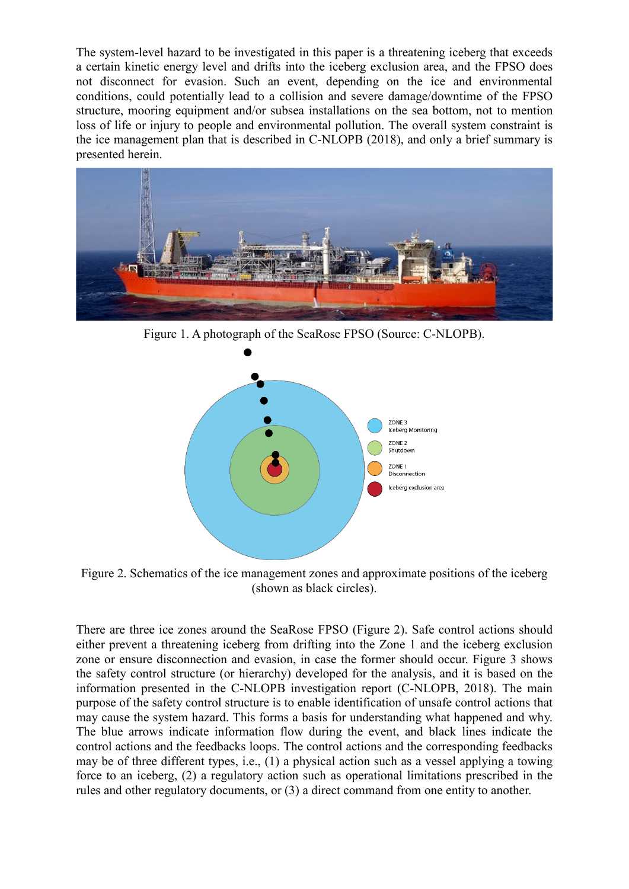The system-level hazard to be investigated in this paper is a threatening iceberg that exceeds a certain kinetic energy level and drifts into the iceberg exclusion area, and the FPSO does not disconnect for evasion. Such an event, depending on the ice and environmental conditions, could potentially lead to a collision and severe damage/downtime of the FPSO structure, mooring equipment and/or subsea installations on the sea bottom, not to mention loss of life or injury to people and environmental pollution. The overall system constraint is the ice management plan that is described in C-NLOPB (2018), and only a brief summary is presented herein.

Figure 1. A photograph of the SeaRose FPSO (Source: C-NLOPB).

Figure 2. Schematics of the ice management zones and approximate positions of the iceberg (shown as black circles).

There are three ice zones around the SeaRose FPSO (Figure 2). Safe control actions should either prevent a threatening iceberg from drifting into the Zone 1 and the iceberg exclusion zone or ensure disconnection and evasion, in case the former should occur. Figure 3 shows the safety control structure (or hierarchy) developed for the analysis, and it is based on the information presented in the C-NLOPB investigation report (C-NLOPB, 2018). The main purpose of the safety control structure is to enable identification of unsafe control actions that may cause the system hazard. This forms a basis for understanding what happened and why. The blue arrows indicate information flow during the event, and black lines indicate the control actions and the feedbacks loops. The control actions and the corresponding feedbacks may be of three different types, i.e., (1) a physical action such as a vessel applying a towing force to an iceberg, (2) a regulatory action such as operational limitations prescribed in the rules and other regulatory documents, or (3) a direct command from one entity to another.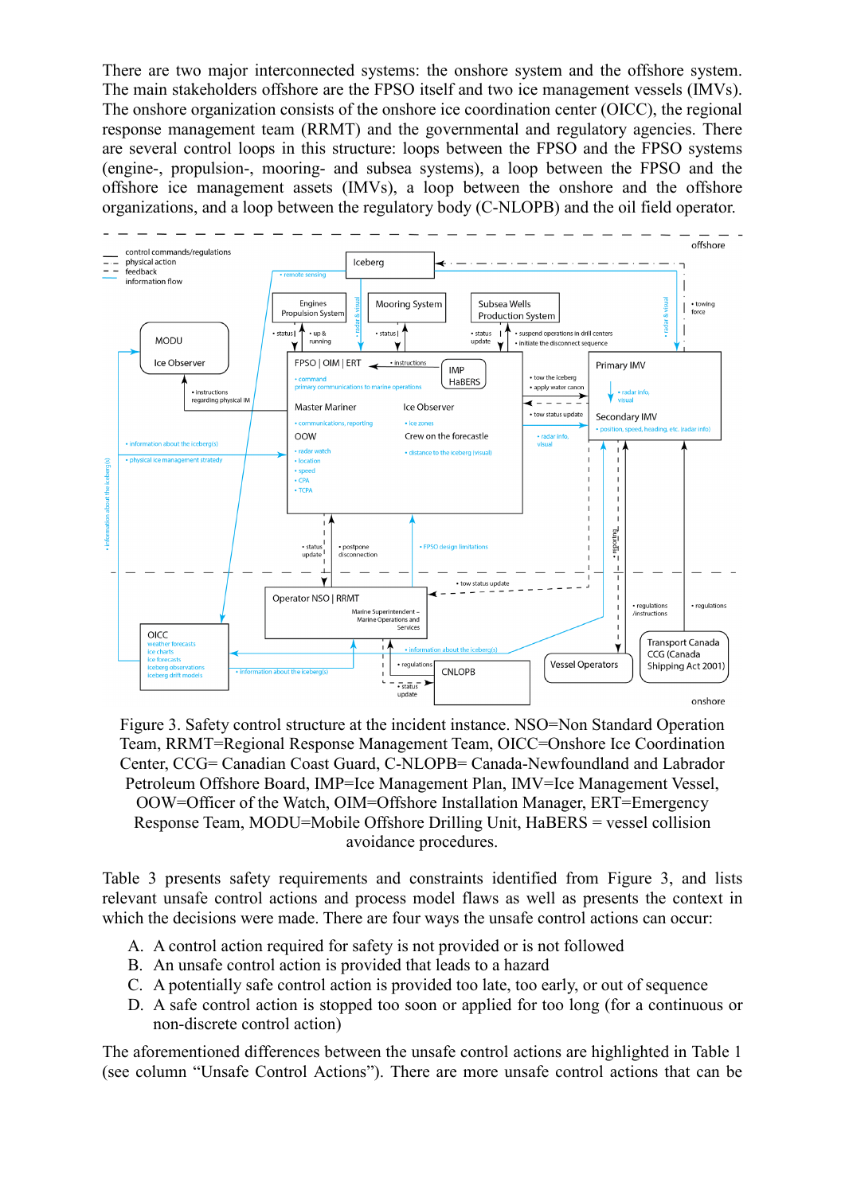There are two major interconnected systems: the onshore system and the offshore system. The main stakeholders offshore are the FPSO itself and two ice management vessels (IMVs). The onshore organization consists of the onshore ice coordination center (OICC), the regional response management team (RRMT) and the governmental and regulatory agencies. There are several control loops in this structure: loops between the FPSO and the FPSO systems (engine-, propulsion-, mooring- and subsea systems), a loop between the FPSO and the offshore ice management assets (IMVs), a loop between the onshore and the offshore organizations, and a loop between the regulatory body (C-NLOPB) and the oil field operator.

Figure 3. Safety control structure at the incident instance. NSO=Non Standard Operation Team, RRMT=Regional Response Management Team, OICC=Onshore Ice Coordination Center, CCG= Canadian Coast Guard, C-NLOPB= Canada-Newfoundland and Labrador Petroleum Offshore Board, IMP=Ice Management Plan, IMV=Ice Management Vessel, OOW=Officer of the Watch, OIM=Offshore Installation Manager, ERT=Emergency Response Team, MODU=Mobile Offshore Drilling Unit, HaBERS = vessel collision avoidance procedures.

Table 3 presents safety requirements and constraints identified from Figure 3, and lists relevant unsafe control actions and process model flaws as well as presents the context in which the decisions were made. There are four ways the unsafe control actions can occur:

A. A control action required for safety is not provided or is not followed
B. An unsafe control action is provided that leads to a hazard
C. A potentially safe control action is provided too late, too early, or out of sequence
D. A safe control action is stopped too soon or applied for too long (for a continuous or non-discrete control action)

The aforementioned differences between the unsafe control actions are highlighted in Table 1 (see column "Unsafe Control Actions"). There are more unsafe control actions that can be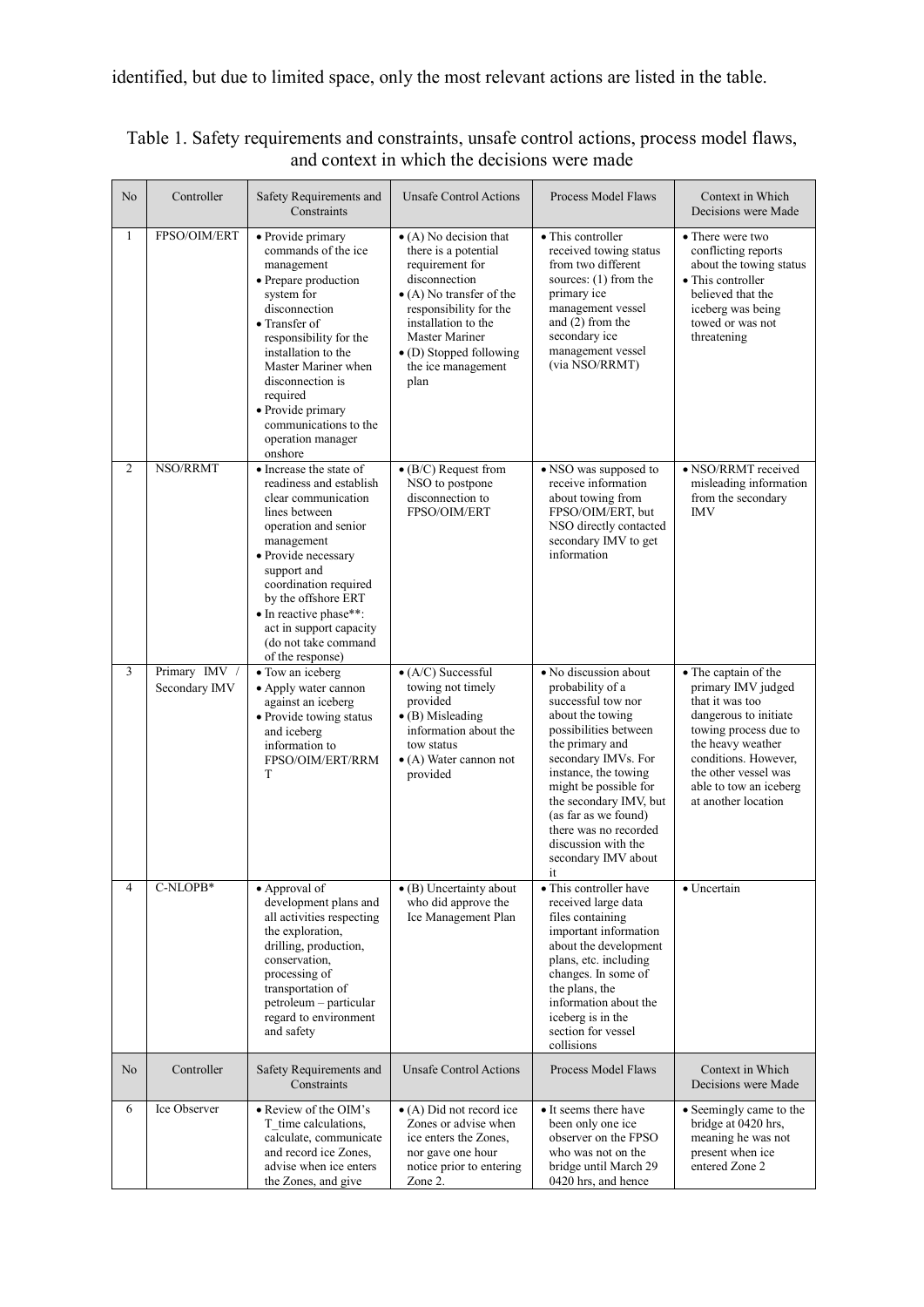identified, but due to limited space, only the most relevant actions are listed in the table.

Table 1. Safety requirements and constraints, unsafe control actions, process model flaws, and context in which the decisions were made

| No | Controller | Safety Requirements and Constraints | Unsafe Control Actions | Process Model Flaws | Context in Which Decisions were Made |
|---|---|---|---|---|---|
| 1 | FPSO/OIM/ERT | • Provide primary commands of the ice management<br>• Prepare production system for disconnection<br>• Transfer of responsibility for the installation to the Master Mariner when disconnection is required<br>• Provide primary communications to the operation manager onshore | • (A) No decision that there is a potential requirement for disconnection<br>• (A) No transfer of the responsibility for the installation to the Master Mariner<br>• (D) Stopped following the ice management plan | • This controller received towing status from two different sources: (1) from the primary ice management vessel and (2) from the secondary ice management vessel (via NSO/RRMT) | • There were two conflicting reports about the towing status<br>• This controller believed that the iceberg was being towed or was not threatening |
| 2 | NSO/RRMT | • Increase the state of readiness and establish clear communication lines between operation and senior management<br>• Provide necessary support and coordination required by the offshore ERT<br>• In reactive phase**: act in support capacity (do not take command of the response) | • (B/C) Request from NSO to postpone disconnection to FPSO/OIM/ERT | • NSO was supposed to receive information about towing from FPSO/OIM/ERT, but NSO directly contacted secondary IMV to get information | • NSO/RRMT received misleading information from the secondary IMV |
| 3 | Primary IMV / Secondary IMV | • Tow an iceberg<br>• Apply water cannon against an iceberg<br>• Provide towing status and iceberg information to FPSO/OIM/ERT/RRMT | • (A/C) Successful towing not timely provided<br>• (B) Misleading information about the tow status<br>• (A) Water cannon not provided | • No discussion about probability of a successful tow nor about the towing possibilities between the primary and secondary IMVs. For instance, the towing might be possible for the secondary IMV, but (as far as we found) there was no recorded discussion with the secondary IMV about it | • The captain of the primary IMV judged that it was too dangerous to initiate towing process due to the heavy weather conditions. However, the other vessel was able to tow an iceberg at another location |
| 4 | C-NLOPB* | • Approval of development plans and all activities respecting the exploration, drilling, production, conservation, processing of transportation of petroleum – particular regard to environment and safety | • (B) Uncertainty about who did approve the Ice Management Plan | • This controller have received large data files containing important information about the development plans, etc. including changes. In some of the plans, the information about the iceberg is in the section for vessel collisions | • Uncertain |
| 6 | Ice Observer | • Review of the OIM's T_time calculations, calculate, communicate and record ice Zones, advise when ice enters the Zones, and give | • (A) Did not record ice Zones or advise when ice enters the Zones, nor gave one hour notice prior to entering Zone 2. | • It seems there have been only one ice observer on the FPSO who was not on the bridge until March 29 0420 hrs, and hence | • Seemingly came to the bridge at 0420 hrs, meaning he was not present when ice entered Zone 2 |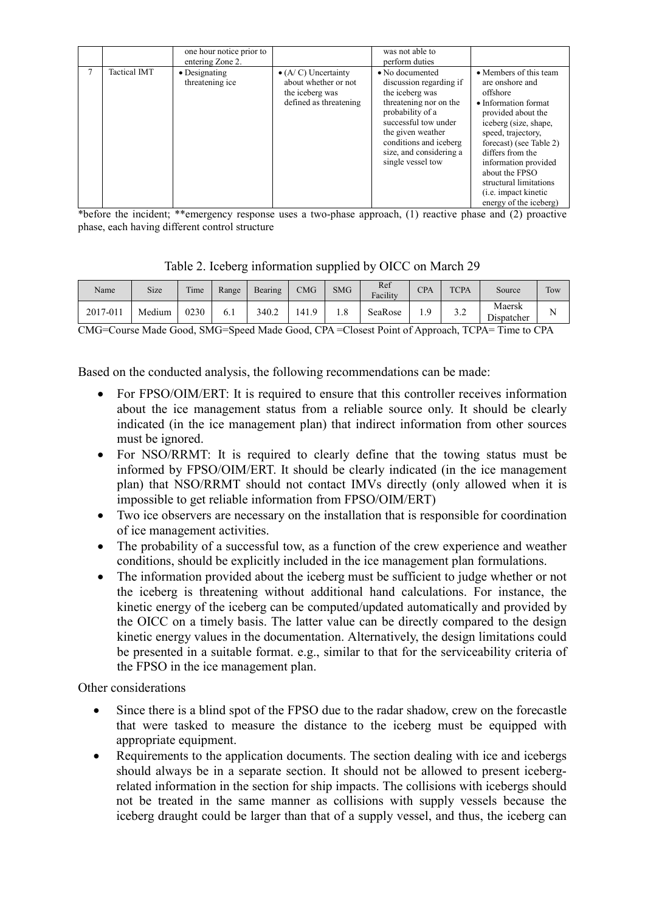| | | one hour notice prior to entering Zone 2. | | was not able to perform duties | |
|---|---|---|---|---|---|
| 7 | Tactical IMT | • Designating threatening ice | • (A/ C) Uncertainty about whether or not the iceberg was defined as threatening | • No documented discussion regarding if the iceberg was threatening nor on the probability of a successful tow under the given weather conditions and iceberg size, and considering a single vessel tow | • Members of this team are onshore and offshore<br>• Information format provided about the iceberg (size, shape, speed, trajectory, forecast) (see Table 2) differs from the information provided about the FPSO structural limitations (i.e. impact kinetic energy of the iceberg) |

*before the incident; **emergency response uses a two-phase approach, (1) reactive phase and (2) proactive phase, each having different control structure

Table 2. Iceberg information supplied by OICC on March 29

| Name | Size | Time | Range | Bearing | CMG | SMG | Ref Facility | CPA | TCPA | Source | Tow |
|---|---|---|---|---|---|---|---|---|---|---|---|
| 2017-011 | Medium | 0230 | 6.1 | 340.2 | 141.9 | 1.8 | SeaRose | 1.9 | 3.2 | Maersk Dispatcher | N |

CMG=Course Made Good, SMG=Speed Made Good, CPA =Closest Point of Approach, TCPA= Time to CPA

Based on the conducted analysis, the following recommendations can be made:

- For FPSO/OIM/ERT: It is required to ensure that this controller receives information about the ice management status from a reliable source only. It should be clearly indicated (in the ice management plan) that indirect information from other sources must be ignored.
- For NSO/RRMT: It is required to clearly define that the towing status must be informed by FPSO/OIM/ERT. It should be clearly indicated (in the ice management plan) that NSO/RRMT should not contact IMVs directly (only allowed when it is impossible to get reliable information from FPSO/OIM/ERT)
- Two ice observers are necessary on the installation that is responsible for coordination of ice management activities.
- The probability of a successful tow, as a function of the crew experience and weather conditions, should be explicitly included in the ice management plan formulations.
- The information provided about the iceberg must be sufficient to judge whether or not the iceberg is threatening without additional hand calculations. For instance, the kinetic energy of the iceberg can be computed/updated automatically and provided by the OICC on a timely basis. The latter value can be directly compared to the design kinetic energy values in the documentation. Alternatively, the design limitations could be presented in a suitable format. e.g., similar to that for the serviceability criteria of the FPSO in the ice management plan.

Other considerations

- Since there is a blind spot of the FPSO due to the radar shadow, crew on the forecastle that were tasked to measure the distance to the iceberg must be equipped with appropriate equipment.
- Requirements to the application documents. The section dealing with ice and icebergs should always be in a separate section. It should not be allowed to present iceberg-related information in the section for ship impacts. The collisions with icebergs should not be treated in the same manner as collisions with supply vessels because the iceberg draught could be larger than that of a supply vessel, and thus, the iceberg can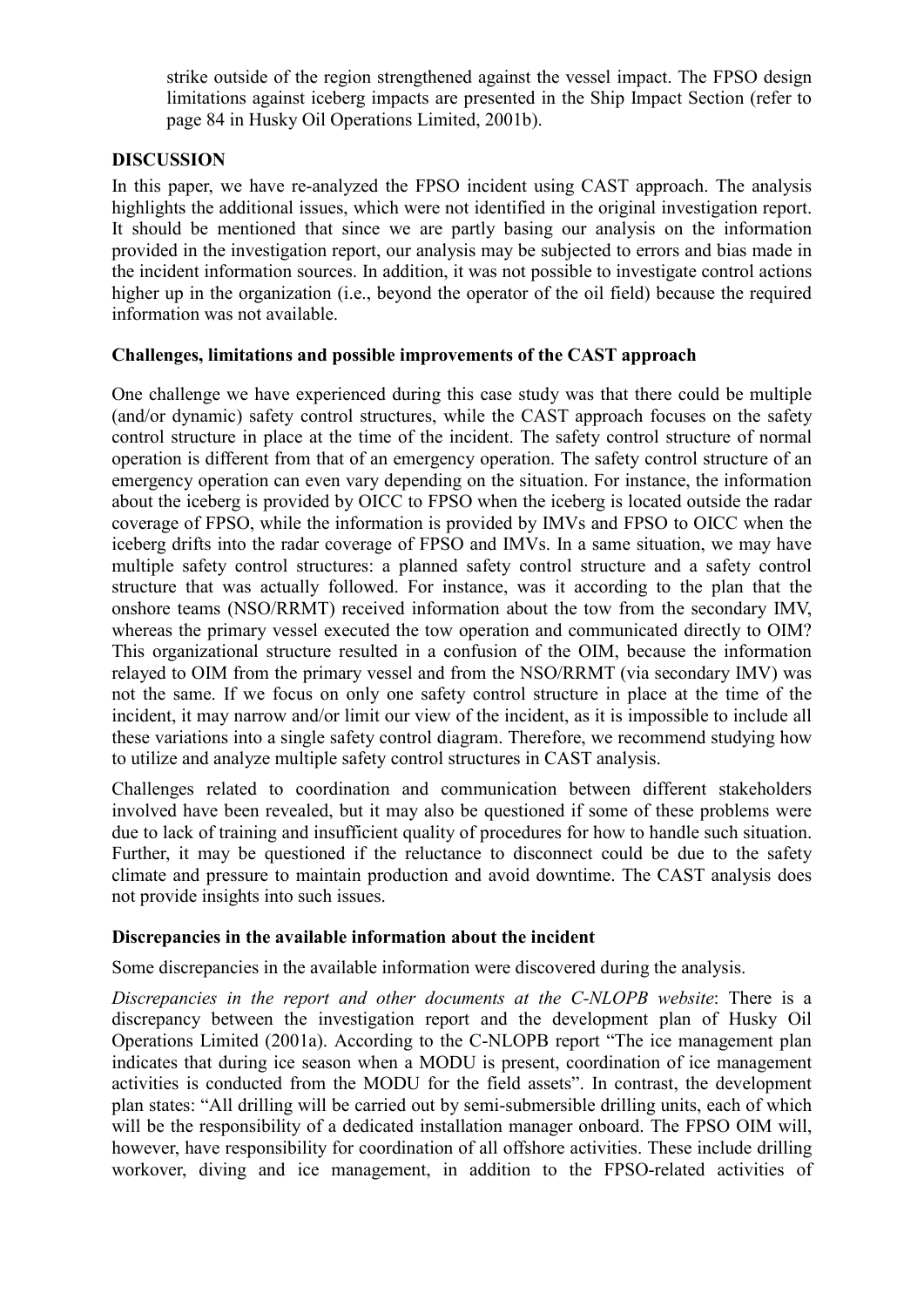strike outside of the region strengthened against the vessel impact. The FPSO design limitations against iceberg impacts are presented in the Ship Impact Section (refer to page 84 in Husky Oil Operations Limited, 2001b).

## DISCUSSION

In this paper, we have re-analyzed the FPSO incident using CAST approach. The analysis highlights the additional issues, which were not identified in the original investigation report. It should be mentioned that since we are partly basing our analysis on the information provided in the investigation report, our analysis may be subjected to errors and bias made in the incident information sources. In addition, it was not possible to investigate control actions higher up in the organization (i.e., beyond the operator of the oil field) because the required information was not available.

### Challenges, limitations and possible improvements of the CAST approach

One challenge we have experienced during this case study was that there could be multiple (and/or dynamic) safety control structures, while the CAST approach focuses on the safety control structure in place at the time of the incident. The safety control structure of normal operation is different from that of an emergency operation. The safety control structure of an emergency operation can even vary depending on the situation. For instance, the information about the iceberg is provided by OICC to FPSO when the iceberg is located outside the radar coverage of FPSO, while the information is provided by IMVs and FPSO to OICC when the iceberg drifts into the radar coverage of FPSO and IMVs. In a same situation, we may have multiple safety control structures: a planned safety control structure and a safety control structure that was actually followed. For instance, was it according to the plan that the onshore teams (NSO/RRMT) received information about the tow from the secondary IMV, whereas the primary vessel executed the tow operation and communicated directly to OIM? This organizational structure resulted in a confusion of the OIM, because the information relayed to OIM from the primary vessel and from the NSO/RRMT (via secondary IMV) was not the same. If we focus on only one safety control structure in place at the time of the incident, it may narrow and/or limit our view of the incident, as it is impossible to include all these variations into a single safety control diagram. Therefore, we recommend studying how to utilize and analyze multiple safety control structures in CAST analysis.

Challenges related to coordination and communication between different stakeholders involved have been revealed, but it may also be questioned if some of these problems were due to lack of training and insufficient quality of procedures for how to handle such situation. Further, it may be questioned if the reluctance to disconnect could be due to the safety climate and pressure to maintain production and avoid downtime. The CAST analysis does not provide insights into such issues.

### Discrepancies in the available information about the incident

Some discrepancies in the available information were discovered during the analysis.

*Discrepancies in the report and other documents at the C-NLOPB website*: There is a discrepancy between the investigation report and the development plan of Husky Oil Operations Limited (2001a). According to the C-NLOPB report "The ice management plan indicates that during ice season when a MODU is present, coordination of ice management activities is conducted from the MODU for the field assets". In contrast, the development plan states: "All drilling will be carried out by semi-submersible drilling units, each of which will be the responsibility of a dedicated installation manager onboard. The FPSO OIM will, however, have responsibility for coordination of all offshore activities. These include drilling workover, diving and ice management, in addition to the FPSO-related activities of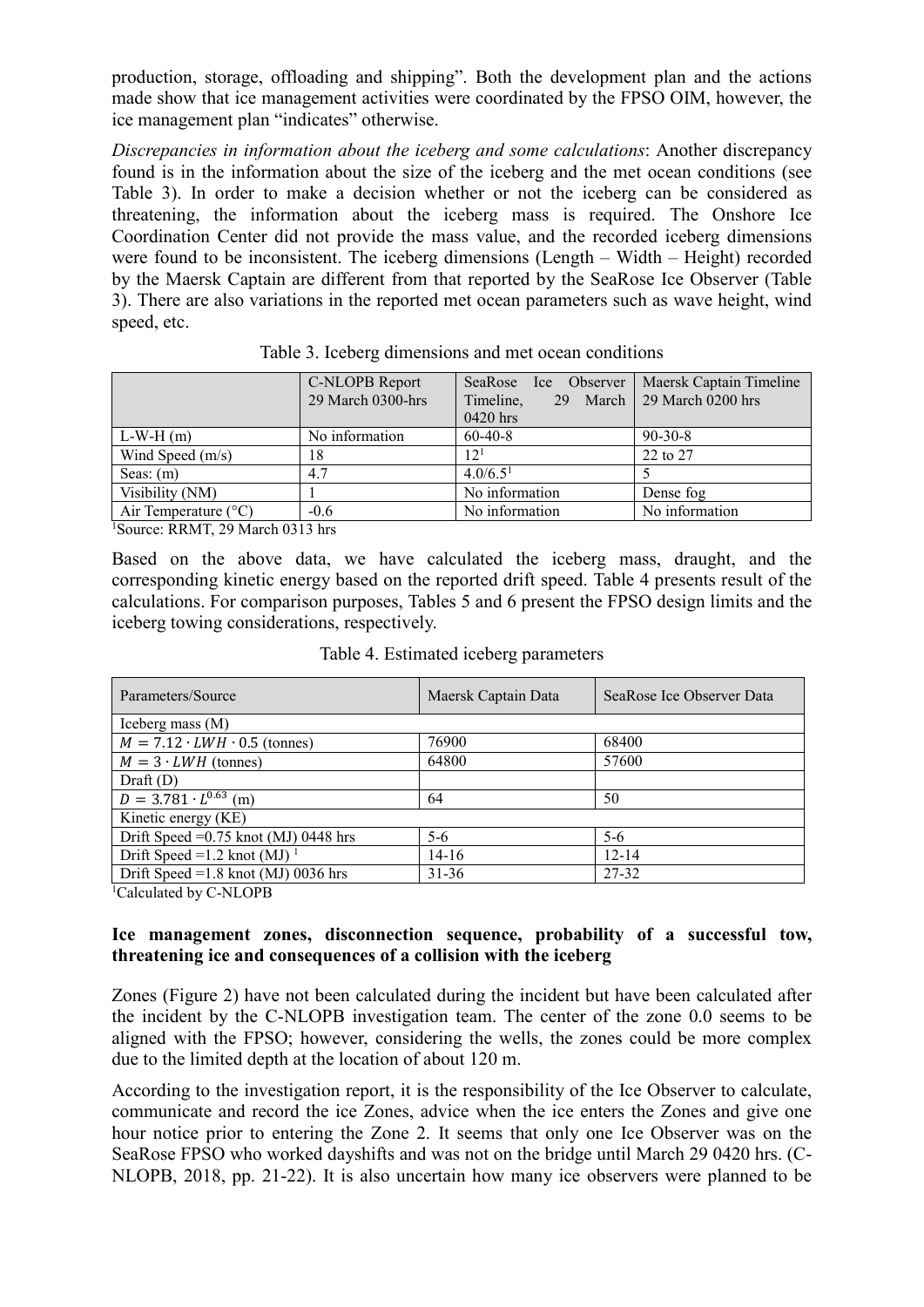production, storage, offloading and shipping". Both the development plan and the actions made show that ice management activities were coordinated by the FPSO OIM, however, the ice management plan "indicates" otherwise.

*Discrepancies in information about the iceberg and some calculations*: Another discrepancy found is in the information about the size of the iceberg and the met ocean conditions (see Table 3). In order to make a decision whether or not the iceberg can be considered as threatening, the information about the iceberg mass is required. The Onshore Ice Coordination Center did not provide the mass value, and the recorded iceberg dimensions were found to be inconsistent. The iceberg dimensions (Length – Width – Height) recorded by the Maersk Captain are different from that reported by the SeaRose Ice Observer (Table 3). There are also variations in the reported met ocean parameters such as wave height, wind speed, etc.

Table 3. Iceberg dimensions and met ocean conditions

| | C-NLOPB Report 29 March 0300-hrs | SeaRose Ice Observer Timeline, 29 March 0420 hrs | Maersk Captain Timeline 29 March 0200 hrs |
|---|---|---|---|
| L-W-H (m) | No information | 60-40-8 | 90-30-8 |
| Wind Speed (m/s) | 18 | 12[1] | 22 to 27 |
| Seas: (m) | 4.7 | 4.0/6.5[1] | 5 |
| Visibility (NM) | 1 | No information | Dense fog |
| Air Temperature (°C) | -0.6 | No information | No information |

[1]Source: RRMT, 29 March 0313 hrs

Based on the above data, we have calculated the iceberg mass, draught, and the corresponding kinetic energy based on the reported drift speed. Table 4 presents result of the calculations. For comparison purposes, Tables 5 and 6 present the FPSO design limits and the iceberg towing considerations, respectively.

Table 4. Estimated iceberg parameters

| Parameters/Source | Maersk Captain Data | SeaRose Ice Observer Data |
|---|---|---|
| Iceberg mass (M) | | |
| $M = 7.12 \cdot LWH \cdot 0.5$ (tonnes) | 76900 | 68400 |
| $M = 3 \cdot LWH$ (tonnes) | 64800 | 57600 |
| Draft (D) | | |
| $D = 3.781 \cdot L^{0.63}$ (m) | 64 | 50 |
| Kinetic energy (KE) | | |
| Drift Speed =0.75 knot (MJ) 0448 hrs | 5-6 | 5-6 |
| Drift Speed =1.2 knot (MJ) [1] | 14-16 | 12-14 |
| Drift Speed =1.8 knot (MJ) 0036 hrs | 31-36 | 27-32 |

[1]Calculated by C-NLOPB

**Ice management zones, disconnection sequence, probability of a successful tow, threatening ice and consequences of a collision with the iceberg**

Zones (Figure 2) have not been calculated during the incident but have been calculated after the incident by the C-NLOPB investigation team. The center of the zone 0.0 seems to be aligned with the FPSO; however, considering the wells, the zones could be more complex due to the limited depth at the location of about 120 m.

According to the investigation report, it is the responsibility of the Ice Observer to calculate, communicate and record the ice Zones, advice when the ice enters the Zones and give one hour notice prior to entering the Zone 2. It seems that only one Ice Observer was on the SeaRose FPSO who worked dayshifts and was not on the bridge until March 29 0420 hrs. (C-NLOPB, 2018, pp. 21-22). It is also uncertain how many ice observers were planned to be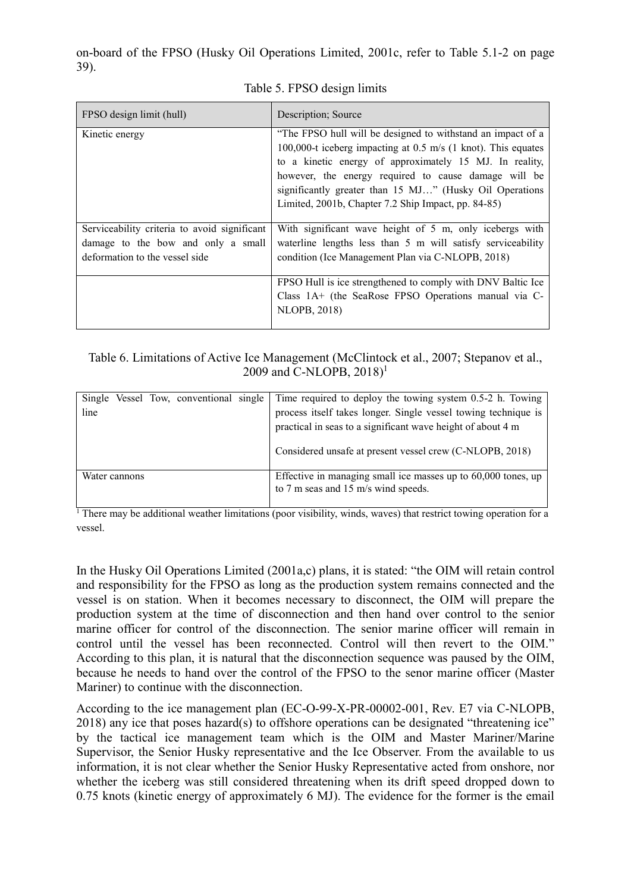on-board of the FPSO (Husky Oil Operations Limited, 2001c, refer to Table 5.1-2 on page 39).

Table 5. FPSO design limits

| FPSO design limit (hull) | Description; Source |
|---|---|
| Kinetic energy | "The FPSO hull will be designed to withstand an impact of a 100,000-t iceberg impacting at 0.5 m/s (1 knot). This equates to a kinetic energy of approximately 15 MJ. In reality, however, the energy required to cause damage will be significantly greater than 15 MJ…" (Husky Oil Operations Limited, 2001b, Chapter 7.2 Ship Impact, pp. 84-85) |
| Serviceability criteria to avoid significant damage to the bow and only a small deformation to the vessel side | With significant wave height of 5 m, only icebergs with waterline lengths less than 5 m will satisfy serviceability condition (Ice Management Plan via C-NLOPB, 2018) |
| | FPSO Hull is ice strengthened to comply with DNV Baltic Ice Class 1A+ (the SeaRose FPSO Operations manual via C-NLOPB, 2018) |

Table 6. Limitations of Active Ice Management (McClintock et al., 2007; Stepanov et al., 2009 and C-NLOPB, 2018)[1]

| | |
|---|---|
| Single Vessel Tow, conventional single line | Time required to deploy the towing system 0.5-2 h. Towing process itself takes longer. Single vessel towing technique is practical in seas to a significant wave height of about 4 m<br><br>Considered unsafe at present vessel crew (C-NLOPB, 2018) |
| Water cannons | Effective in managing small ice masses up to 60,000 tones, up to 7 m seas and 15 m/s wind speeds. |

[1] There may be additional weather limitations (poor visibility, winds, waves) that restrict towing operation for a vessel.

In the Husky Oil Operations Limited (2001a,c) plans, it is stated: "the OIM will retain control and responsibility for the FPSO as long as the production system remains connected and the vessel is on station. When it becomes necessary to disconnect, the OIM will prepare the production system at the time of disconnection and then hand over control to the senior marine officer for control of the disconnection. The senior marine officer will remain in control until the vessel has been reconnected. Control will then revert to the OIM." According to this plan, it is natural that the disconnection sequence was paused by the OIM, because he needs to hand over the control of the FPSO to the senor marine officer (Master Mariner) to continue with the disconnection.

According to the ice management plan (EC-O-99-X-PR-00002-001, Rev. E7 via C-NLOPB, 2018) any ice that poses hazard(s) to offshore operations can be designated "threatening ice" by the tactical ice management team which is the OIM and Master Mariner/Marine Supervisor, the Senior Husky representative and the Ice Observer. From the available to us information, it is not clear whether the Senior Husky Representative acted from onshore, nor whether the iceberg was still considered threatening when its drift speed dropped down to 0.75 knots (kinetic energy of approximately 6 MJ). The evidence for the former is the email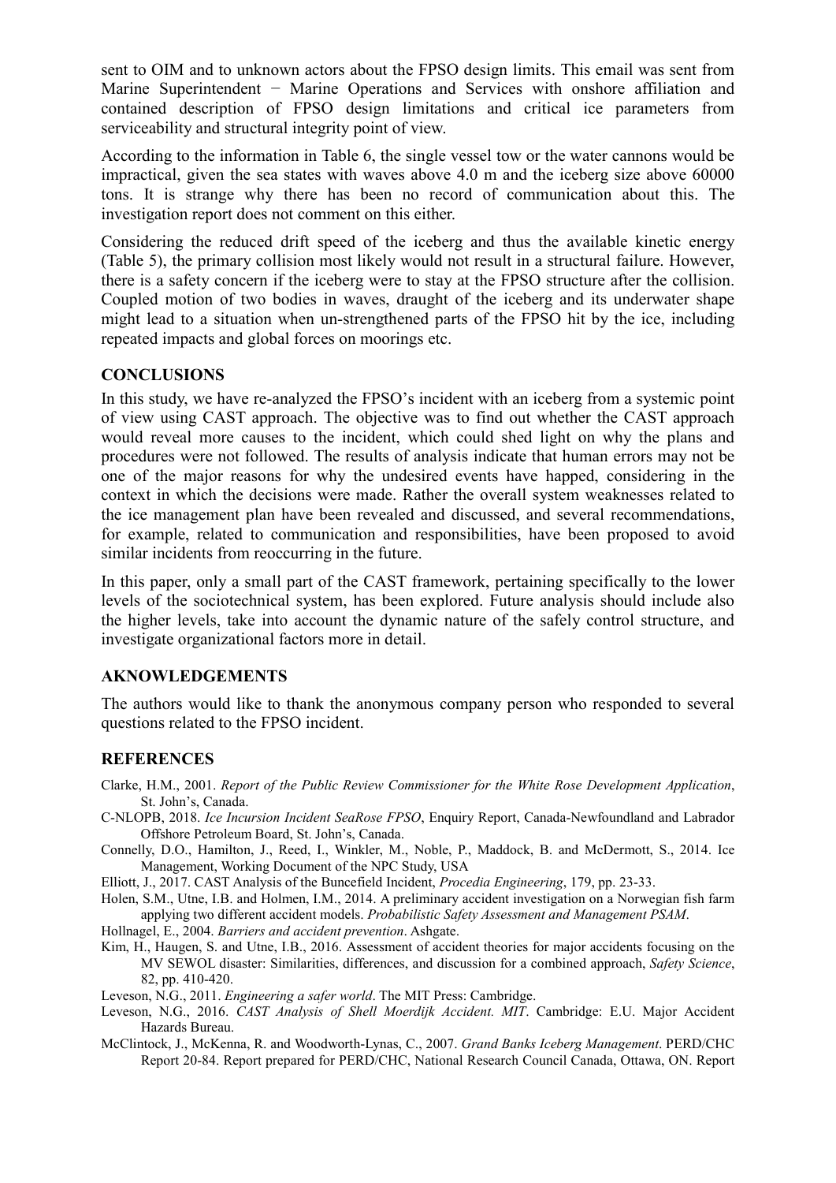sent to OIM and to unknown actors about the FPSO design limits. This email was sent from Marine Superintendent − Marine Operations and Services with onshore affiliation and contained description of FPSO design limitations and critical ice parameters from serviceability and structural integrity point of view.

According to the information in Table 6, the single vessel tow or the water cannons would be impractical, given the sea states with waves above 4.0 m and the iceberg size above 60000 tons. It is strange why there has been no record of communication about this. The investigation report does not comment on this either.

Considering the reduced drift speed of the iceberg and thus the available kinetic energy (Table 5), the primary collision most likely would not result in a structural failure. However, there is a safety concern if the iceberg were to stay at the FPSO structure after the collision. Coupled motion of two bodies in waves, draught of the iceberg and its underwater shape might lead to a situation when un-strengthened parts of the FPSO hit by the ice, including repeated impacts and global forces on moorings etc.

## CONCLUSIONS

In this study, we have re-analyzed the FPSO's incident with an iceberg from a systemic point of view using CAST approach. The objective was to find out whether the CAST approach would reveal more causes to the incident, which could shed light on why the plans and procedures were not followed. The results of analysis indicate that human errors may not be one of the major reasons for why the undesired events have happed, considering in the context in which the decisions were made. Rather the overall system weaknesses related to the ice management plan have been revealed and discussed, and several recommendations, for example, related to communication and responsibilities, have been proposed to avoid similar incidents from reoccurring in the future.

In this paper, only a small part of the CAST framework, pertaining specifically to the lower levels of the sociotechnical system, has been explored. Future analysis should include also the higher levels, take into account the dynamic nature of the safely control structure, and investigate organizational factors more in detail.

## AKNOWLEDGEMENTS

The authors would like to thank the anonymous company person who responded to several questions related to the FPSO incident.

## REFERENCES

Clarke, H.M., 2001. *Report of the Public Review Commissioner for the White Rose Development Application*, St. John's, Canada.

C-NLOPB, 2018. *Ice Incursion Incident SeaRose FPSO*, Enquiry Report, Canada-Newfoundland and Labrador Offshore Petroleum Board, St. John's, Canada.

Connelly, D.O., Hamilton, J., Reed, I., Winkler, M., Noble, P., Maddock, B. and McDermott, S., 2014. Ice Management, Working Document of the NPC Study, USA

Elliott, J., 2017. CAST Analysis of the Buncefield Incident, *Procedia Engineering*, 179, pp. 23-33.

Holen, S.M., Utne, I.B. and Holmen, I.M., 2014. A preliminary accident investigation on a Norwegian fish farm applying two different accident models. *Probabilistic Safety Assessment and Management PSAM*.

Hollnagel, E., 2004. *Barriers and accident prevention*. Ashgate.

Kim, H., Haugen, S. and Utne, I.B., 2016. Assessment of accident theories for major accidents focusing on the MV SEWOL disaster: Similarities, differences, and discussion for a combined approach, *Safety Science*, 82, pp. 410-420.

Leveson, N.G., 2011. *Engineering a safer world*. The MIT Press: Cambridge.

Leveson, N.G., 2016. *CAST Analysis of Shell Moerdijk Accident. MIT*. Cambridge: E.U. Major Accident Hazards Bureau.

McClintock, J., McKenna, R. and Woodworth-Lynas, C., 2007. *Grand Banks Iceberg Management*. PERD/CHC Report 20-84. Report prepared for PERD/CHC, National Research Council Canada, Ottawa, ON. Report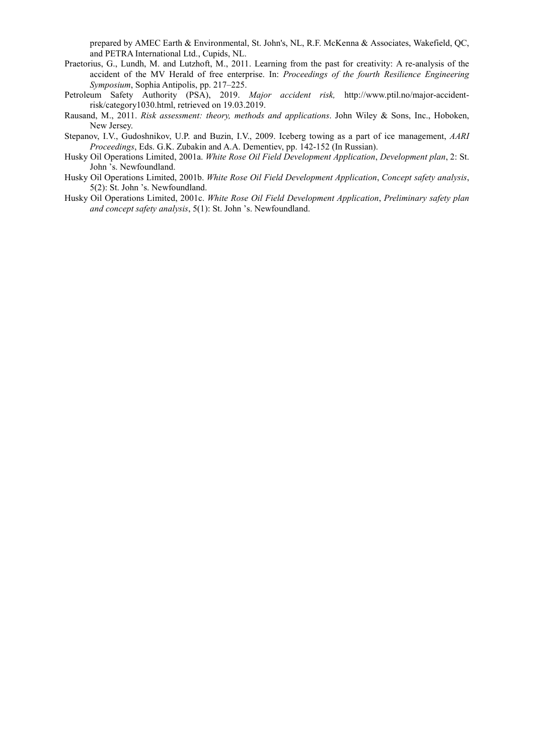prepared by AMEC Earth & Environmental, St. John's, NL, R.F. McKenna & Associates, Wakefield, QC, and PETRA International Ltd., Cupids, NL.

Praetorius, G., Lundh, M. and Lutzhoft, M., 2011. Learning from the past for creativity: A re-analysis of the accident of the MV Herald of free enterprise. In: *Proceedings of the fourth Resilience Engineering Symposium*, Sophia Antipolis, pp. 217–225.

Petroleum Safety Authority (PSA), 2019. *Major accident risk,* http://www.ptil.no/major-accident-risk/category1030.html, retrieved on 19.03.2019.

Rausand, M., 2011. *Risk assessment: theory, methods and applications*. John Wiley & Sons, Inc., Hoboken, New Jersey.

Stepanov, I.V., Gudoshnikov, U.P. and Buzin, I.V., 2009. Iceberg towing as a part of ice management, *AARI Proceedings*, Eds. G.K. Zubakin and A.A. Dementiev, pp. 142-152 (In Russian).

Husky Oil Operations Limited, 2001a. *White Rose Oil Field Development Application*, *Development plan*, 2: St. John 's. Newfoundland.

Husky Oil Operations Limited, 2001b. *White Rose Oil Field Development Application*, *Concept safety analysis*, 5(2): St. John 's. Newfoundland.

Husky Oil Operations Limited, 2001c. *White Rose Oil Field Development Application*, *Preliminary safety plan and concept safety analysis*, 5(1): St. John 's. Newfoundland.